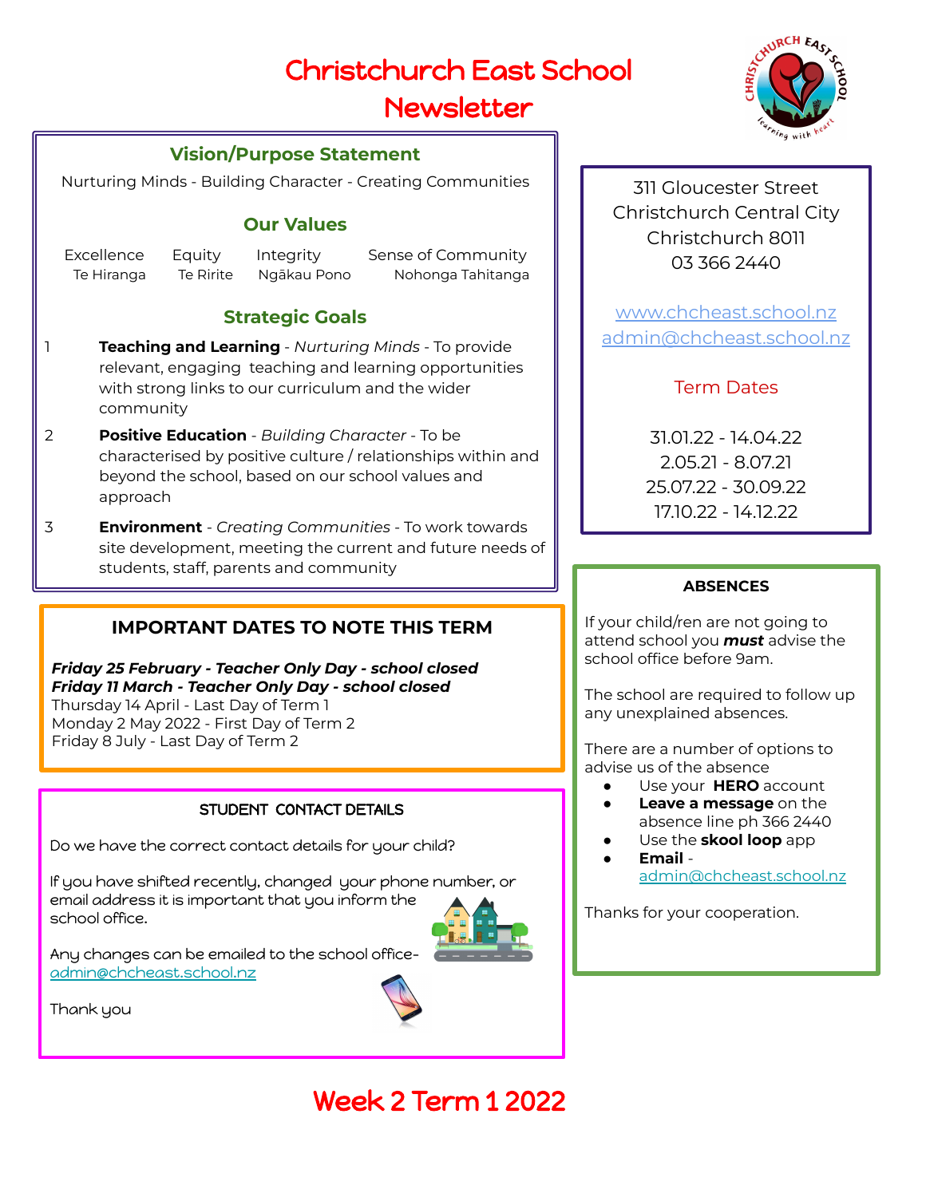# Christchurch East School Newsletter

## Vision/Purpose Statement

Nurturing Minds - Building Character - Creating Communities

## Our Values

| Excellence | Equity | Integrity | Sense of Community |
|---|---|---|---|
| Te Hiranga | Te Ririte | Ngākau Pono | Nohonga Tahitanga |

## Strategic Goals

1. **Teaching and Learning** - *Nurturing Minds* - To provide relevant, engaging teaching and learning opportunities with strong links to our curriculum and the wider community
2. **Positive Education** - *Building Character* - To be characterised by positive culture / relationships within and beyond the school, based on our school values and approach
3. **Environment** - *Creating Communities* - To work towards site development, meeting the current and future needs of students, staff, parents and community

311 Gloucester Street
Christchurch Central City
Christchurch 8011
03 366 2440

www.chcheast.school.nz
admin@chcheast.school.nz

### Term Dates

31.01.22 - 14.04.22
2.05.21 - 8.07.21
25.07.22 - 30.09.22
17.10.22 - 14.12.22

## IMPORTANT DATES TO NOTE THIS TERM

***Friday 25 February - Teacher Only Day - school closed***
***Friday 11 March - Teacher Only Day - school closed***
Thursday 14 April - Last Day of Term 1
Monday 2 May 2022 - First Day of Term 2
Friday 8 July - Last Day of Term 2

## ABSENCES

If your child/ren are not going to attend school you ***must*** advise the school office before 9am.

The school are required to follow up any unexplained absences.

There are a number of options to advise us of the absence

- Use your **HERO** account
- **Leave a message** on the absence line ph 366 2440
- Use the **skool loop** app
- **Email** - admin@chcheast.school.nz

Thanks for your cooperation.

## STUDENT CONTACT DETAILS

Do we have the correct contact details for your child?

If you have shifted recently, changed your phone number, or email address it is important that you inform the school office.

Any changes can be emailed to the school office- admin@chcheast.school.nz

Thank you

## Week 2 Term 1 2022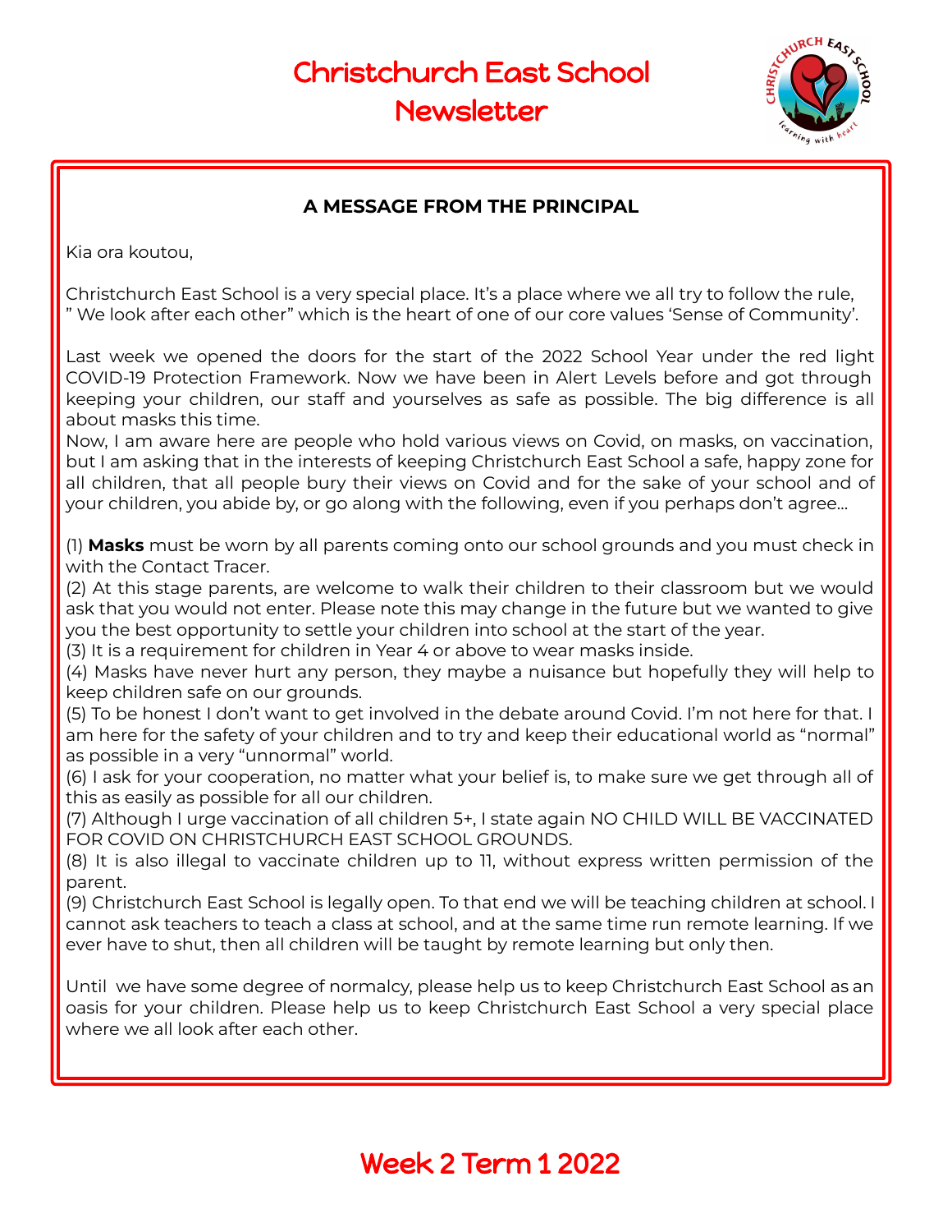# Christchurch East School Newsletter

### A MESSAGE FROM THE PRINCIPAL

Kia ora koutou,

Christchurch East School is a very special place. It's a place where we all try to follow the rule, " We look after each other" which is the heart of one of our core values 'Sense of Community'.

Last week we opened the doors for the start of the 2022 School Year under the red light COVID-19 Protection Framework. Now we have been in Alert Levels before and got through keeping your children, our staff and yourselves as safe as possible. The big difference is all about masks this time.

Now, I am aware here are people who hold various views on Covid, on masks, on vaccination, but I am asking that in the interests of keeping Christchurch East School a safe, happy zone for all children, that all people bury their views on Covid and for the sake of your school and of your children, you abide by, or go along with the following, even if you perhaps don't agree…

(1) **Masks** must be worn by all parents coming onto our school grounds and you must check in with the Contact Tracer.
(2) At this stage parents, are welcome to walk their children to their classroom but we would ask that you would not enter. Please note this may change in the future but we wanted to give you the best opportunity to settle your children into school at the start of the year.
(3) It is a requirement for children in Year 4 or above to wear masks inside.
(4) Masks have never hurt any person, they maybe a nuisance but hopefully they will help to keep children safe on our grounds.
(5) To be honest I don't want to get involved in the debate around Covid. I'm not here for that. I am here for the safety of your children and to try and keep their educational world as "normal" as possible in a very "unnormal" world.
(6) I ask for your cooperation, no matter what your belief is, to make sure we get through all of this as easily as possible for all our children.
(7) Although I urge vaccination of all children 5+, I state again NO CHILD WILL BE VACCINATED FOR COVID ON CHRISTCHURCH EAST SCHOOL GROUNDS.
(8) It is also illegal to vaccinate children up to 11, without express written permission of the parent.
(9) Christchurch East School is legally open. To that end we will be teaching children at school. I cannot ask teachers to teach a class at school, and at the same time run remote learning. If we ever have to shut, then all children will be taught by remote learning but only then.

Until we have some degree of normalcy, please help us to keep Christchurch East School as an oasis for your children. Please help us to keep Christchurch East School a very special place where we all look after each other.

## Week 2 Term 1 2022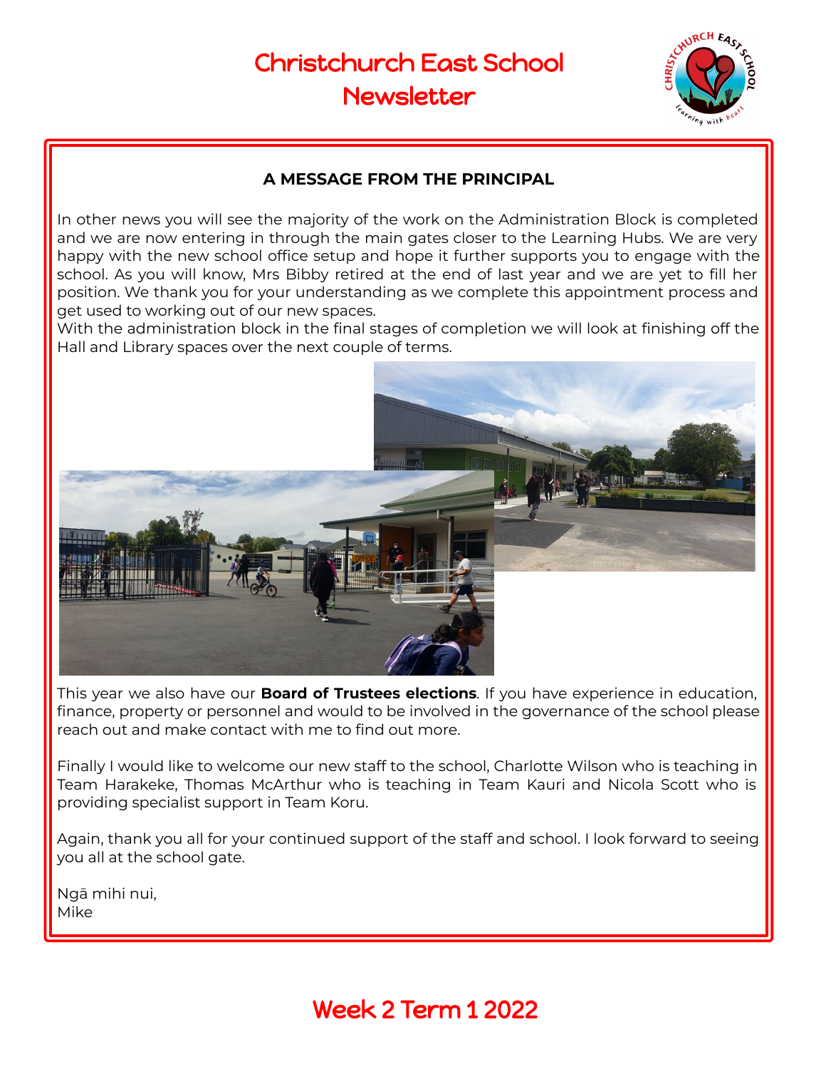# Christchurch East School Newsletter

## A MESSAGE FROM THE PRINCIPAL

In other news you will see the majority of the work on the Administration Block is completed and we are now entering in through the main gates closer to the Learning Hubs. We are very happy with the new school office setup and hope it further supports you to engage with the school. As you will know, Mrs Bibby retired at the end of last year and we are yet to fill her position. We thank you for your understanding as we complete this appointment process and get used to working out of our new spaces.
With the administration block in the final stages of completion we will look at finishing off the Hall and Library spaces over the next couple of terms.

This year we also have our **Board of Trustees elections**. If you have experience in education, finance, property or personnel and would to be involved in the governance of the school please reach out and make contact with me to find out more.

Finally I would like to welcome our new staff to the school, Charlotte Wilson who is teaching in Team Harakeke, Thomas McArthur who is teaching in Team Kauri and Nicola Scott who is providing specialist support in Team Koru.

Again, thank you all for your continued support of the staff and school. I look forward to seeing you all at the school gate.

Ngā mihi nui,
Mike

Week 2 Term 1 2022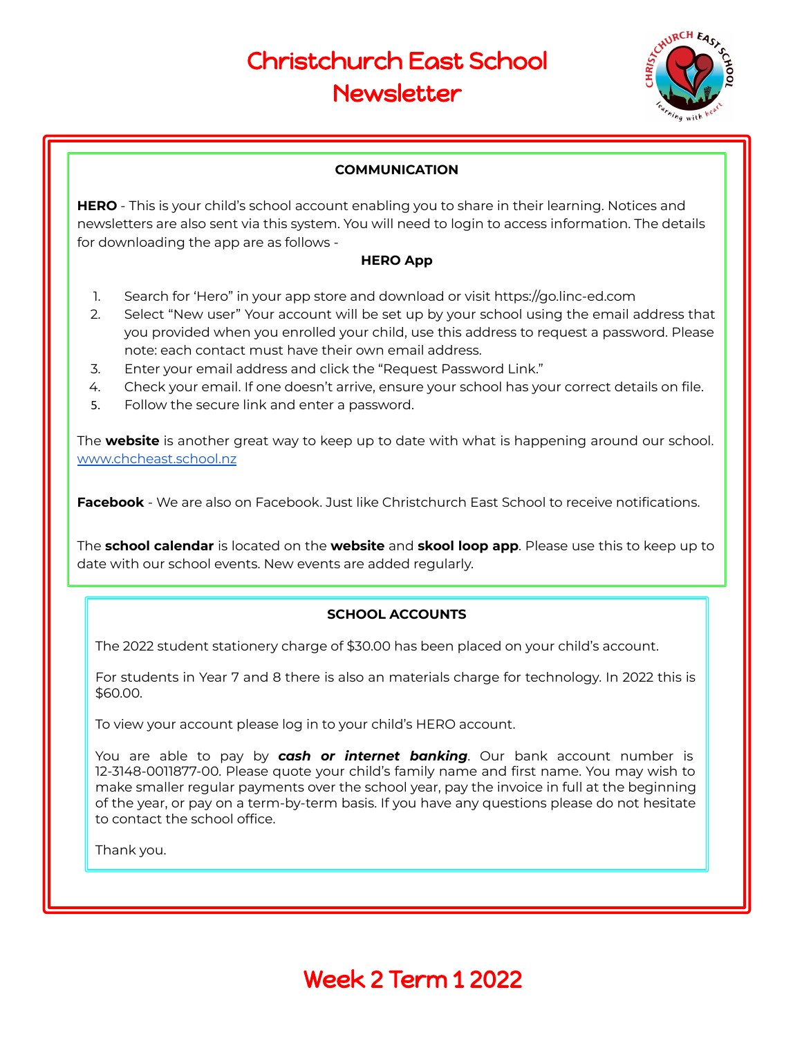# Christchurch East School Newsletter

## COMMUNICATION

**HERO** - This is your child's school account enabling you to share in their learning. Notices and newsletters are also sent via this system. You will need to login to access information. The details for downloading the app are as follows -

**HERO App**

1. Search for 'Hero" in your app store and download or visit https://go.linc-ed.com
2. Select "New user" Your account will be set up by your school using the email address that you provided when you enrolled your child, use this address to request a password. Please note: each contact must have their own email address.
3. Enter your email address and click the "Request Password Link."
4. Check your email. If one doesn't arrive, ensure your school has your correct details on file.
5. Follow the secure link and enter a password.

The **website** is another great way to keep up to date with what is happening around our school. [www.chcheast.school.nz](www.chcheast.school.nz)

**Facebook** - We are also on Facebook. Just like Christchurch East School to receive notifications.

The **school calendar** is located on the **website** and **skool loop app**. Please use this to keep up to date with our school events. New events are added regularly.

## SCHOOL ACCOUNTS

The 2022 student stationery charge of $30.00 has been placed on your child's account.

For students in Year 7 and 8 there is also an materials charge for technology. In 2022 this is $60.00.

To view your account please log in to your child's HERO account.

You are able to pay by ***cash or internet banking***. Our bank account number is 12-3148-0011877-00. Please quote your child's family name and first name. You may wish to make smaller regular payments over the school year, pay the invoice in full at the beginning of the year, or pay on a term-by-term basis. If you have any questions please do not hesitate to contact the school office.

Thank you.

Week 2 Term 1 2022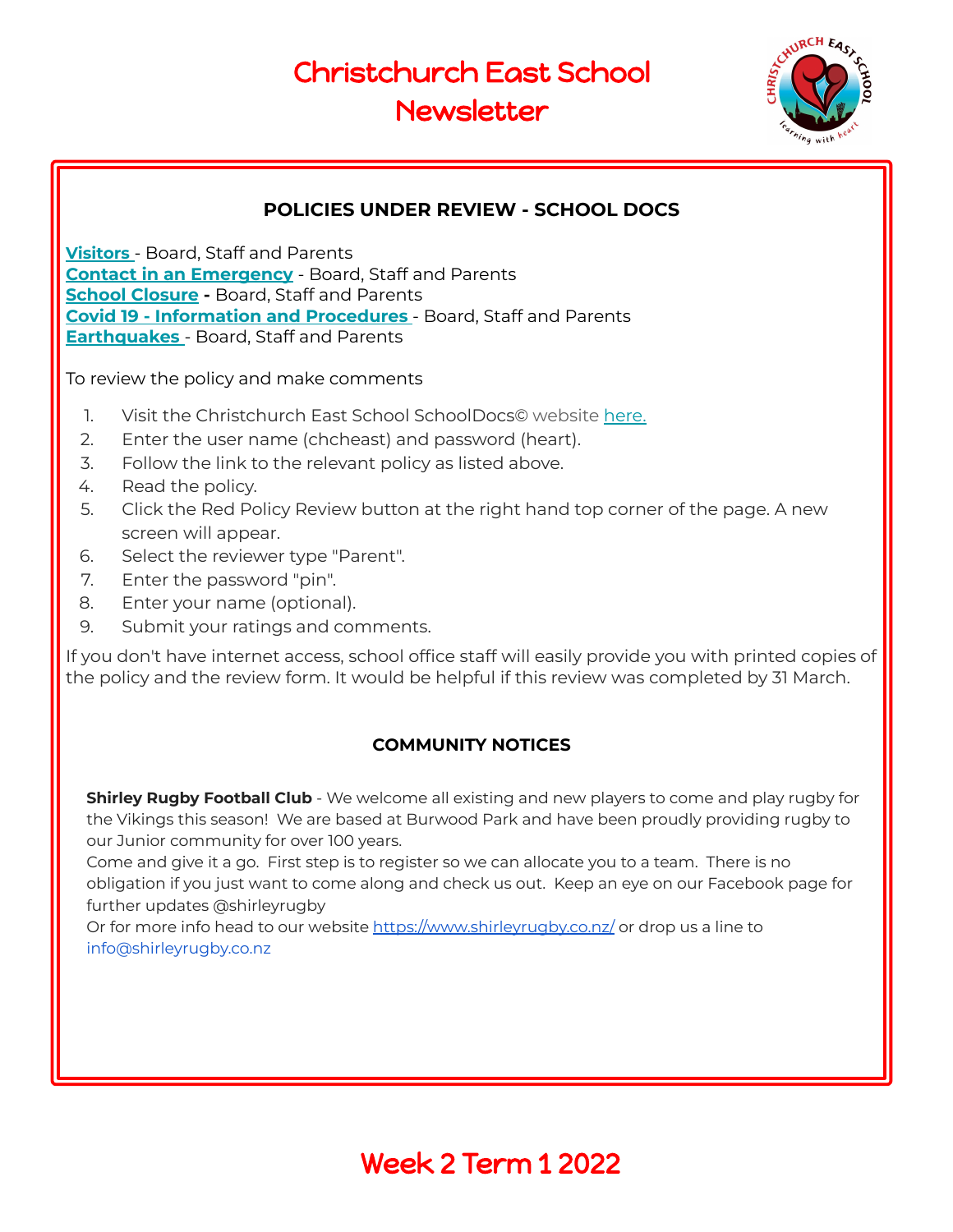# Christchurch East School Newsletter

### POLICIES UNDER REVIEW - SCHOOL DOCS

**Visitors** - Board, Staff and Parents
**Contact in an Emergency** - Board, Staff and Parents
**School Closure** - Board, Staff and Parents
**Covid 19 - Information and Procedures** - Board, Staff and Parents
**Earthquakes** - Board, Staff and Parents

To review the policy and make comments

1. Visit the Christchurch East School SchoolDocs© website here.
2. Enter the user name (chcheast) and password (heart).
3. Follow the link to the relevant policy as listed above.
4. Read the policy.
5. Click the Red Policy Review button at the right hand top corner of the page. A new screen will appear.
6. Select the reviewer type "Parent".
7. Enter the password "pin".
8. Enter your name (optional).
9. Submit your ratings and comments.

If you don't have internet access, school office staff will easily provide you with printed copies of the policy and the review form. It would be helpful if this review was completed by 31 March.

### COMMUNITY NOTICES

**Shirley Rugby Football Club** - We welcome all existing and new players to come and play rugby for the Vikings this season! We are based at Burwood Park and have been proudly providing rugby to our Junior community for over 100 years.
Come and give it a go. First step is to register so we can allocate you to a team. There is no obligation if you just want to come along and check us out. Keep an eye on our Facebook page for further updates @shirleyrugby
Or for more info head to our website https://www.shirleyrugby.co.nz/ or drop us a line to info@shirleyrugby.co.nz

Week 2 Term 1 2022